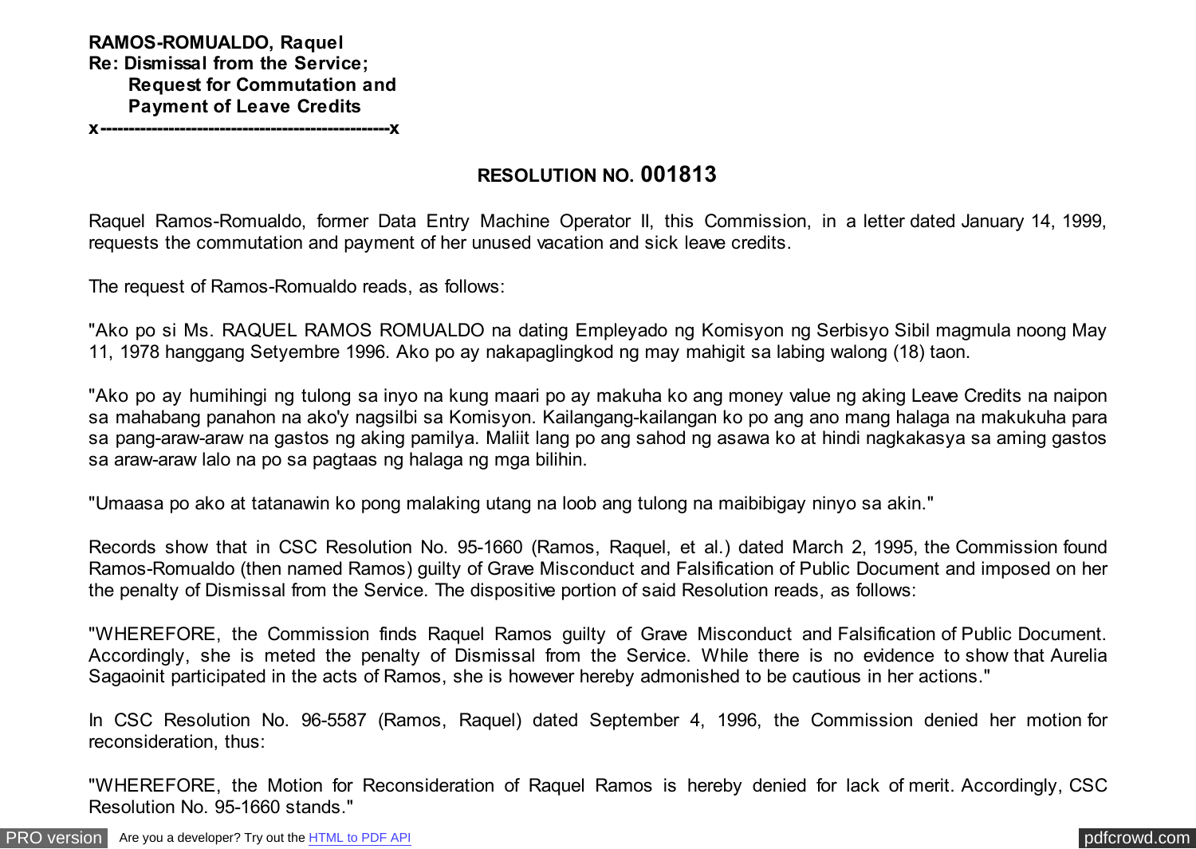**RAMOS-ROMUALDO, Raquel**
**Re: Dismissal from the Service;**
**Request for Commutation and**
**Payment of Leave Credits**
**x--------------------------------------------------x**

## RESOLUTION NO. 001813

Raquel Ramos-Romualdo, former Data Entry Machine Operator II, this Commission, in a letter dated January 14, 1999, requests the commutation and payment of her unused vacation and sick leave credits.

The request of Ramos-Romualdo reads, as follows:

"Ako po si Ms. RAQUEL RAMOS ROMUALDO na dating Empleyado ng Komisyon ng Serbisyo Sibil magmula noong May 11, 1978 hanggang Setyembre 1996. Ako po ay nakapaglingkod ng may mahigit sa labing walong (18) taon.

"Ako po ay humihingi ng tulong sa inyo na kung maari po ay makuha ko ang money value ng aking Leave Credits na naipon sa mahabang panahon na ako'y nagsilbi sa Komisyon. Kailangang-kailangan ko po ang ano mang halaga na makukuha para sa pang-araw-araw na gastos ng aking pamilya. Maliit lang po ang sahod ng asawa ko at hindi nagkakasya sa aming gastos sa araw-araw lalo na po sa pagtaas ng halaga ng mga bilihin.

"Umaasa po ako at tatanawin ko pong malaking utang na loob ang tulong na maibibigay ninyo sa akin."

Records show that in CSC Resolution No. 95-1660 (Ramos, Raquel, et al.) dated March 2, 1995, the Commission found Ramos-Romualdo (then named Ramos) guilty of Grave Misconduct and Falsification of Public Document and imposed on her the penalty of Dismissal from the Service. The dispositive portion of said Resolution reads, as follows:

"WHEREFORE, the Commission finds Raquel Ramos guilty of Grave Misconduct and Falsification of Public Document. Accordingly, she is meted the penalty of Dismissal from the Service. While there is no evidence to show that Aurelia Sagaoinit participated in the acts of Ramos, she is however hereby admonished to be cautious in her actions."

In CSC Resolution No. 96-5587 (Ramos, Raquel) dated September 4, 1996, the Commission denied her motion for reconsideration, thus:

"WHEREFORE, the Motion for Reconsideration of Raquel Ramos is hereby denied for lack of merit. Accordingly, CSC Resolution No. 95-1660 stands."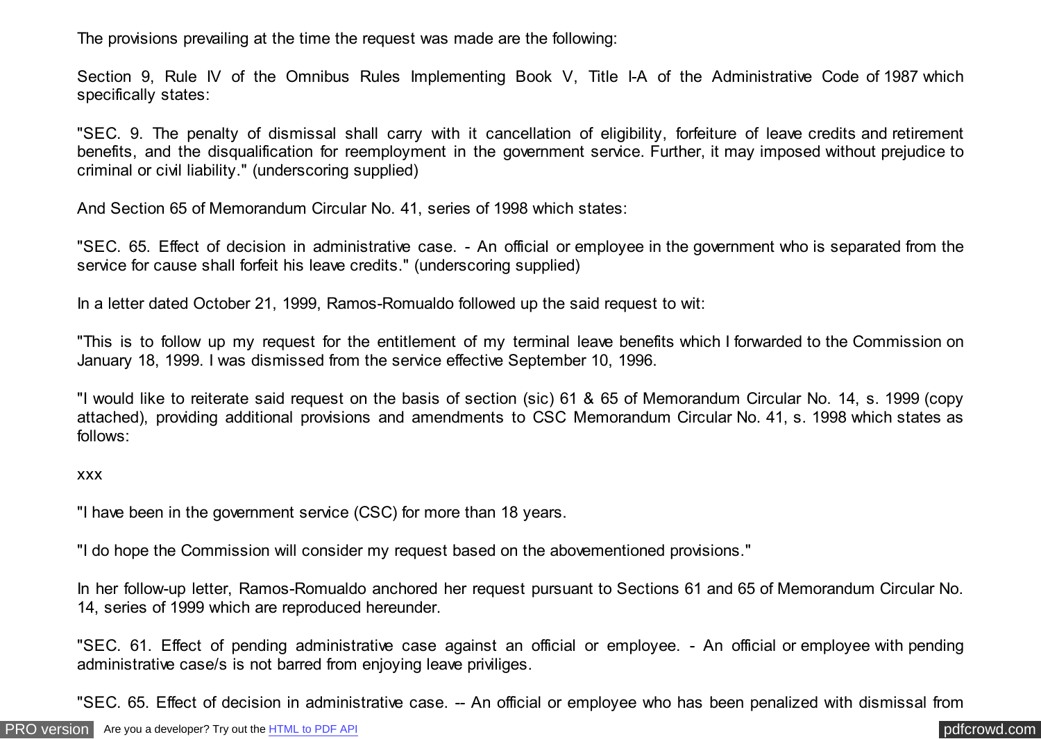The provisions prevailing at the time the request was made are the following:

Section 9, Rule IV of the Omnibus Rules Implementing Book V, Title I-A of the Administrative Code of 1987 which specifically states:

"SEC. 9. The penalty of dismissal shall carry with it cancellation of eligibility, forfeiture of leave credits and retirement benefits, and the disqualification for reemployment in the government service. Further, it may imposed without prejudice to criminal or civil liability." (underscoring supplied)

And Section 65 of Memorandum Circular No. 41, series of 1998 which states:

"SEC. 65. Effect of decision in administrative case. - An official or employee in the government who is separated from the service for cause shall forfeit his leave credits." (underscoring supplied)

In a letter dated October 21, 1999, Ramos-Romualdo followed up the said request to wit:

"This is to follow up my request for the entitlement of my terminal leave benefits which I forwarded to the Commission on January 18, 1999. I was dismissed from the service effective September 10, 1996.

"I would like to reiterate said request on the basis of section (sic) 61 & 65 of Memorandum Circular No. 14, s. 1999 (copy attached), providing additional provisions and amendments to CSC Memorandum Circular No. 41, s. 1998 which states as follows:

xxx

"I have been in the government service (CSC) for more than 18 years.

"I do hope the Commission will consider my request based on the abovementioned provisions."

In her follow-up letter, Ramos-Romualdo anchored her request pursuant to Sections 61 and 65 of Memorandum Circular No. 14, series of 1999 which are reproduced hereunder.

"SEC. 61. Effect of pending administrative case against an official or employee. - An official or employee with pending administrative case/s is not barred from enjoying leave priviliges.

"SEC. 65. Effect of decision in administrative case. -- An official or employee who has been penalized with dismissal from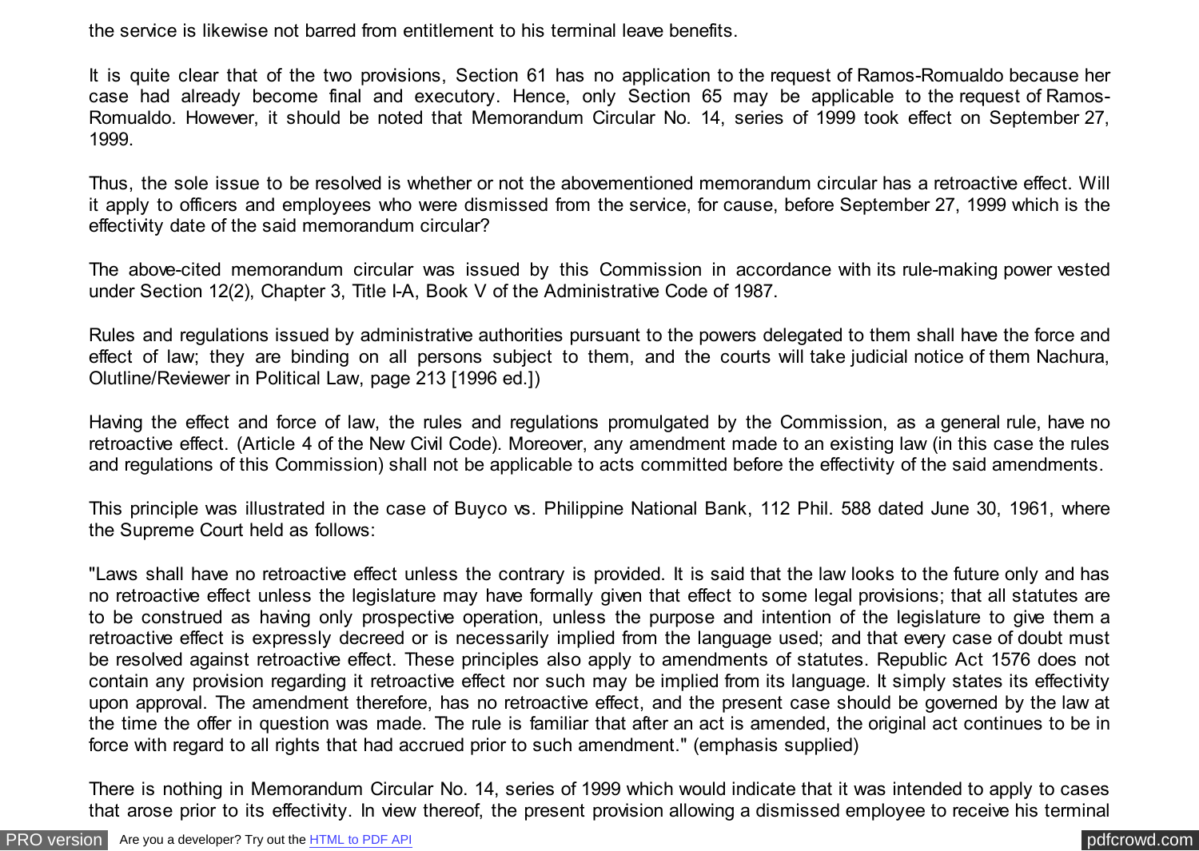the service is likewise not barred from entitlement to his terminal leave benefits.

It is quite clear that of the two provisions, Section 61 has no application to the request of Ramos-Romualdo because her case had already become final and executory. Hence, only Section 65 may be applicable to the request of Ramos-Romualdo. However, it should be noted that Memorandum Circular No. 14, series of 1999 took effect on September 27, 1999.

Thus, the sole issue to be resolved is whether or not the abovementioned memorandum circular has a retroactive effect. Will it apply to officers and employees who were dismissed from the service, for cause, before September 27, 1999 which is the effectivity date of the said memorandum circular?

The above-cited memorandum circular was issued by this Commission in accordance with its rule-making power vested under Section 12(2), Chapter 3, Title I-A, Book V of the Administrative Code of 1987.

Rules and regulations issued by administrative authorities pursuant to the powers delegated to them shall have the force and effect of law; they are binding on all persons subject to them, and the courts will take judicial notice of them Nachura, Olutline/Reviewer in Political Law, page 213 [1996 ed.])

Having the effect and force of law, the rules and regulations promulgated by the Commission, as a general rule, have no retroactive effect. (Article 4 of the New Civil Code). Moreover, any amendment made to an existing law (in this case the rules and regulations of this Commission) shall not be applicable to acts committed before the effectivity of the said amendments.

This principle was illustrated in the case of Buyco vs. Philippine National Bank, 112 Phil. 588 dated June 30, 1961, where the Supreme Court held as follows:

"Laws shall have no retroactive effect unless the contrary is provided. It is said that the law looks to the future only and has no retroactive effect unless the legislature may have formally given that effect to some legal provisions; that all statutes are to be construed as having only prospective operation, unless the purpose and intention of the legislature to give them a retroactive effect is expressly decreed or is necessarily implied from the language used; and that every case of doubt must be resolved against retroactive effect. These principles also apply to amendments of statutes. Republic Act 1576 does not contain any provision regarding it retroactive effect nor such may be implied from its language. It simply states its effectivity upon approval. The amendment therefore, has no retroactive effect, and the present case should be governed by the law at the time the offer in question was made. The rule is familiar that after an act is amended, the original act continues to be in force with regard to all rights that had accrued prior to such amendment." (emphasis supplied)

There is nothing in Memorandum Circular No. 14, series of 1999 which would indicate that it was intended to apply to cases that arose prior to its effectivity. In view thereof, the present provision allowing a dismissed employee to receive his terminal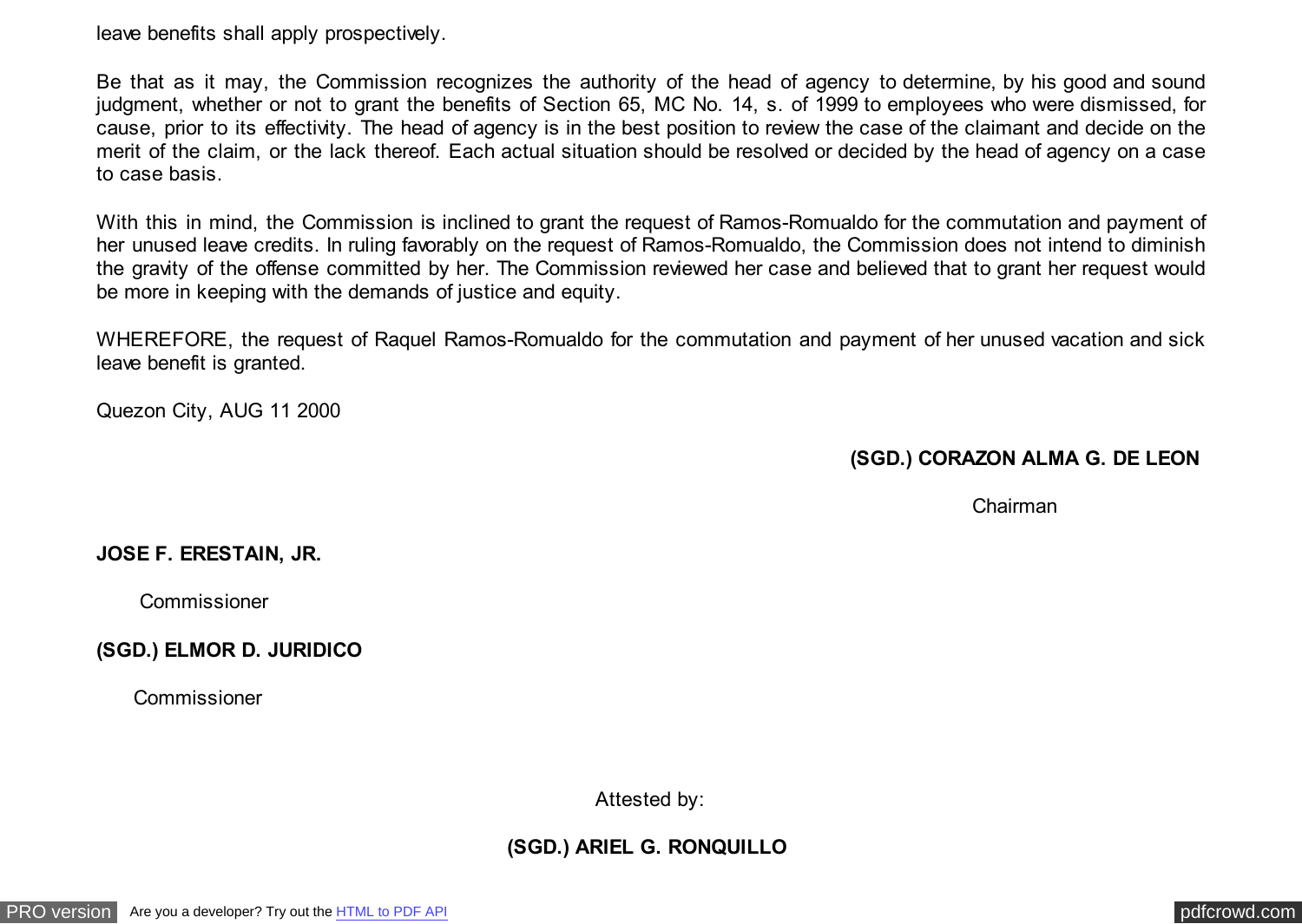leave benefits shall apply prospectively.

Be that as it may, the Commission recognizes the authority of the head of agency to determine, by his good and sound judgment, whether or not to grant the benefits of Section 65, MC No. 14, s. of 1999 to employees who were dismissed, for cause, prior to its effectivity. The head of agency is in the best position to review the case of the claimant and decide on the merit of the claim, or the lack thereof. Each actual situation should be resolved or decided by the head of agency on a case to case basis.

With this in mind, the Commission is inclined to grant the request of Ramos-Romualdo for the commutation and payment of her unused leave credits. In ruling favorably on the request of Ramos-Romualdo, the Commission does not intend to diminish the gravity of the offense committed by her. The Commission reviewed her case and believed that to grant her request would be more in keeping with the demands of justice and equity.

WHEREFORE, the request of Raquel Ramos-Romualdo for the commutation and payment of her unused vacation and sick leave benefit is granted.

Quezon City, AUG 11 2000

**(SGD.) CORAZON ALMA G. DE LEON**

Chairman

**JOSE F. ERESTAIN, JR.**

Commissioner

**(SGD.) ELMOR D. JURIDICO**

Commissioner

Attested by:

**(SGD.) ARIEL G. RONQUILLO**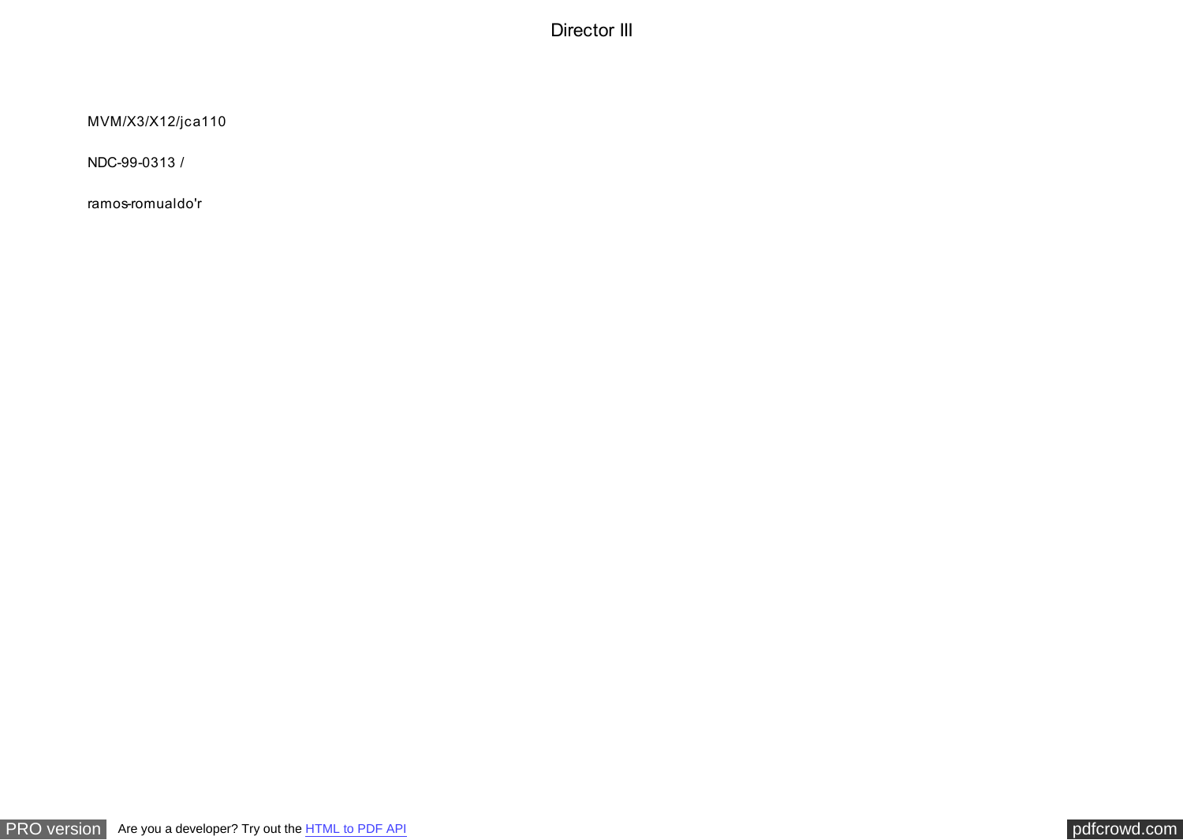Director III

MVM/X3/X12/jca110

NDC-99-0313 /

ramos-romualdo'r